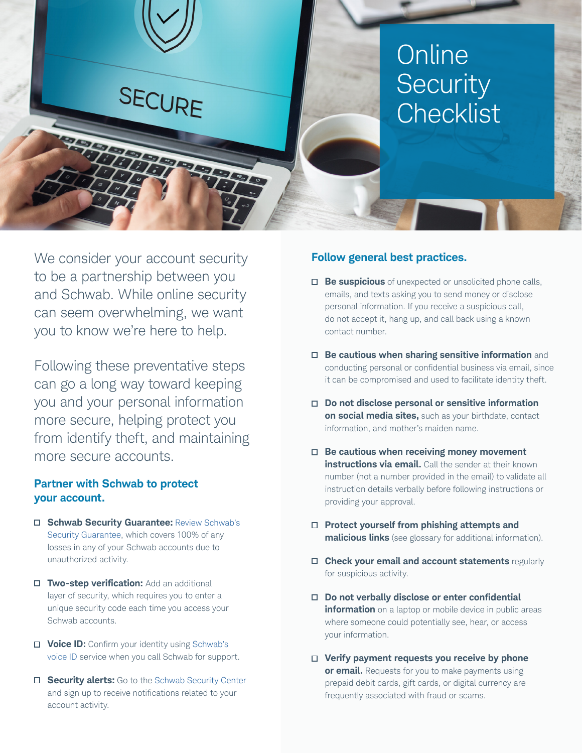# Online Security Checklist

We consider your account security to be a partnership between you and Schwab. While online security can seem overwhelming, we want you to know we're here to help.

Following these preventative steps can go a long way toward keeping you and your personal information more secure, helping protect you from identify theft, and maintaining more secure accounts.

## Partner with Schwab to protect your account.

- ☐ **Schwab Security Guarantee:** Review Schwab's Security Guarantee, which covers 100% of any losses in any of your Schwab accounts due to unauthorized activity.
- ☐ **Two-step verification:** Add an additional layer of security, which requires you to enter a unique security code each time you access your Schwab accounts.
- ☐ **Voice ID:** Confirm your identity using Schwab's voice ID service when you call Schwab for support.
- ☐ **Security alerts:** Go to the Schwab Security Center and sign up to receive notifications related to your account activity.

## Follow general best practices.

- ☐ **Be suspicious** of unexpected or unsolicited phone calls, emails, and texts asking you to send money or disclose personal information. If you receive a suspicious call, do not accept it, hang up, and call back using a known contact number.
- ☐ **Be cautious when sharing sensitive information** and conducting personal or confidential business via email, since it can be compromised and used to facilitate identity theft.
- ☐ **Do not disclose personal or sensitive information on social media sites,** such as your birthdate, contact information, and mother's maiden name.
- ☐ **Be cautious when receiving money movement instructions via email.** Call the sender at their known number (not a number provided in the email) to validate all instruction details verbally before following instructions or providing your approval.
- ☐ **Protect yourself from phishing attempts and malicious links** (see glossary for additional information).
- ☐ **Check your email and account statements** regularly for suspicious activity.
- ☐ **Do not verbally disclose or enter confidential information** on a laptop or mobile device in public areas where someone could potentially see, hear, or access your information.
- ☐ **Verify payment requests you receive by phone or email.** Requests for you to make payments using prepaid debit cards, gift cards, or digital currency are frequently associated with fraud or scams.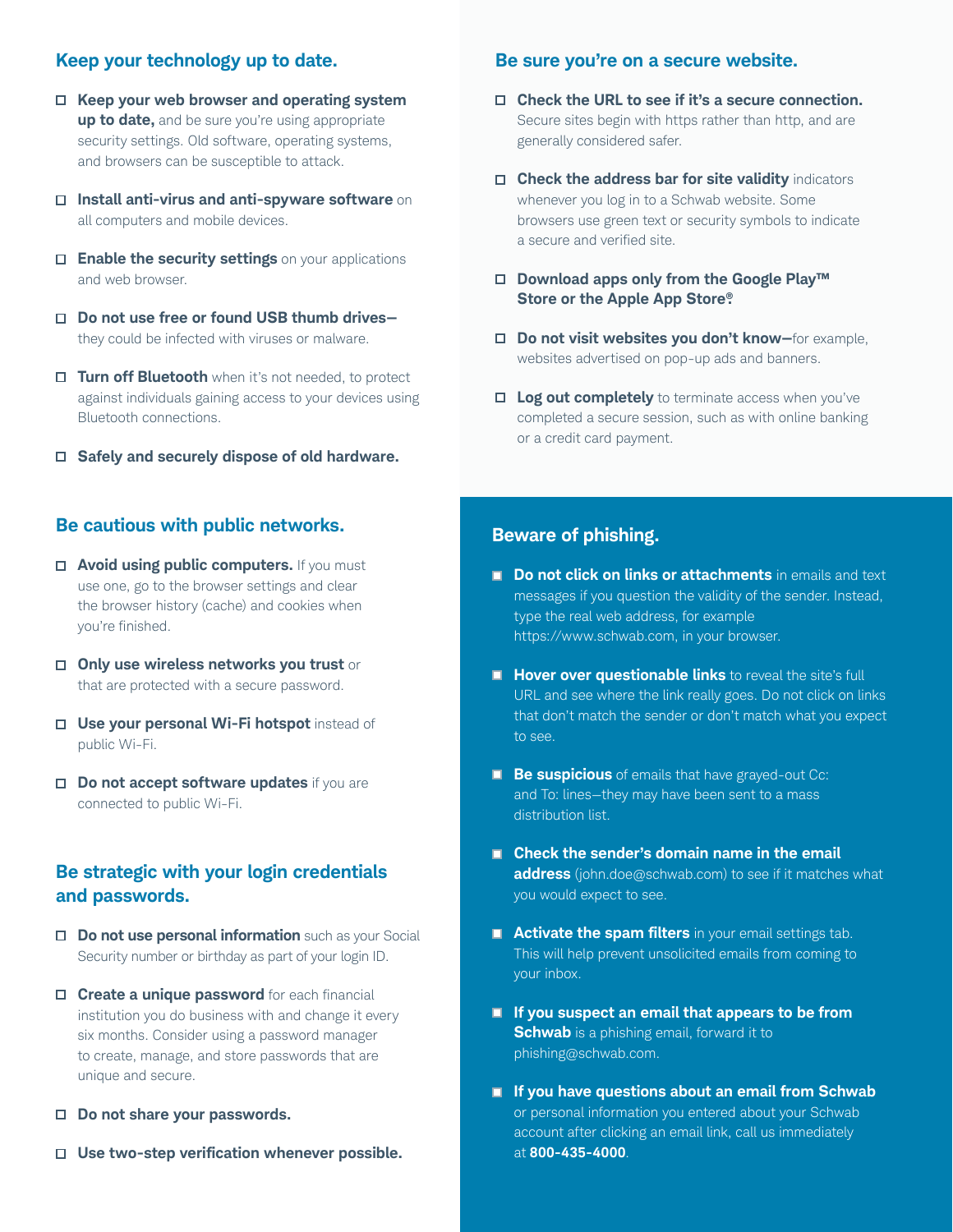## Keep your technology up to date.

- **Keep your web browser and operating system up to date,** and be sure you're using appropriate security settings. Old software, operating systems, and browsers can be susceptible to attack.
- **Install anti-virus and anti-spyware software** on all computers and mobile devices.
- **Enable the security settings** on your applications and web browser.
- **Do not use free or found USB thumb drives—** they could be infected with viruses or malware.
- **Turn off Bluetooth** when it's not needed, to protect against individuals gaining access to your devices using Bluetooth connections.
- **Safely and securely dispose of old hardware.**

## Be cautious with public networks.

- **Avoid using public computers.** If you must use one, go to the browser settings and clear the browser history (cache) and cookies when you're finished.
- **Only use wireless networks you trust** or that are protected with a secure password.
- **Use your personal Wi-Fi hotspot** instead of public Wi-Fi.
- **Do not accept software updates** if you are connected to public Wi-Fi.

## Be strategic with your login credentials and passwords.

- **Do not use personal information** such as your Social Security number or birthday as part of your login ID.
- **Create a unique password** for each financial institution you do business with and change it every six months. Consider using a password manager to create, manage, and store passwords that are unique and secure.
- **Do not share your passwords.**
- **Use two-step verification whenever possible.**

## Be sure you're on a secure website.

- **Check the URL to see if it's a secure connection.** Secure sites begin with https rather than http, and are generally considered safer.
- **Check the address bar for site validity** indicators whenever you log in to a Schwab website. Some browsers use green text or security symbols to indicate a secure and verified site.
- **Download apps only from the Google Play™ Store or the Apple App Store®.**
- **Do not visit websites you don't know—**for example, websites advertised on pop-up ads and banners.
- **Log out completely** to terminate access when you've completed a secure session, such as with online banking or a credit card payment.

## Beware of phishing.

- **Do not click on links or attachments** in emails and text messages if you question the validity of the sender. Instead, type the real web address, for example https://www.schwab.com, in your browser.
- **Hover over questionable links** to reveal the site's full URL and see where the link really goes. Do not click on links that don't match the sender or don't match what you expect to see.
- **Be suspicious** of emails that have grayed-out Cc: and To: lines—they may have been sent to a mass distribution list.
- **Check the sender's domain name in the email address** (john.doe@schwab.com) to see if it matches what you would expect to see.
- **Activate the spam filters** in your email settings tab. This will help prevent unsolicited emails from coming to your inbox.
- **If you suspect an email that appears to be from Schwab** is a phishing email, forward it to phishing@schwab.com.
- **If you have questions about an email from Schwab** or personal information you entered about your Schwab account after clicking an email link, call us immediately at **800-435-4000**.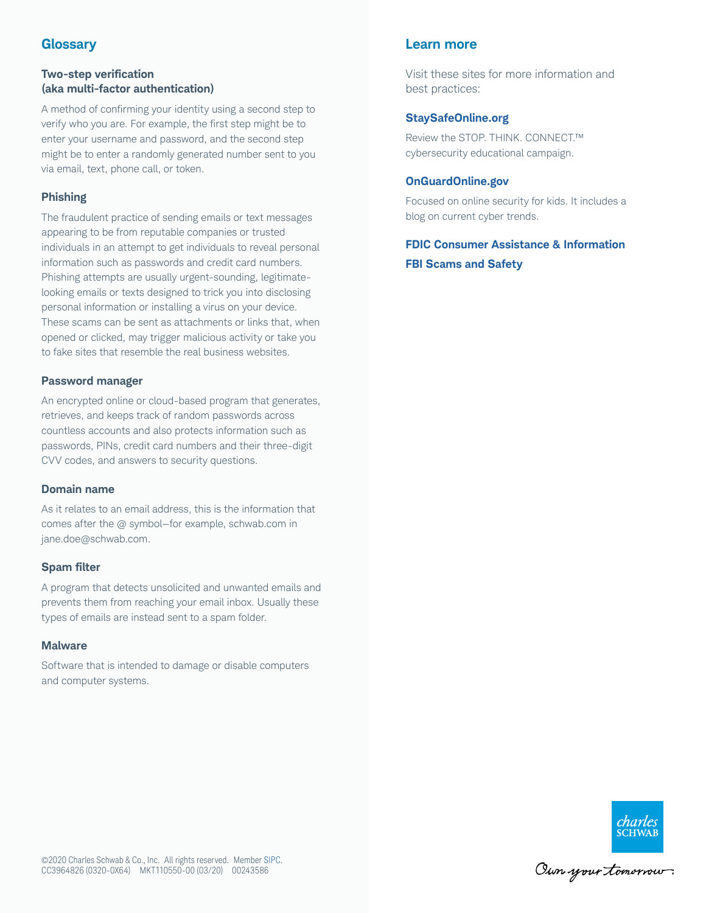## Glossary

### Two-step verification (aka multi-factor authentication)

A method of confirming your identity using a second step to verify who you are. For example, the first step might be to enter your username and password, and the second step might be to enter a randomly generated number sent to you via email, text, phone call, or token.

### Phishing

The fraudulent practice of sending emails or text messages appearing to be from reputable companies or trusted individuals in an attempt to get individuals to reveal personal information such as passwords and credit card numbers. Phishing attempts are usually urgent-sounding, legitimate-looking emails or texts designed to trick you into disclosing personal information or installing a virus on your device. These scams can be sent as attachments or links that, when opened or clicked, may trigger malicious activity or take you to fake sites that resemble the real business websites.

### Password manager

An encrypted online or cloud-based program that generates, retrieves, and keeps track of random passwords across countless accounts and also protects information such as passwords, PINs, credit card numbers and their three-digit CVV codes, and answers to security questions.

### Domain name

As it relates to an email address, this is the information that comes after the @ symbol—for example, schwab.com in jane.doe@schwab.com.

### Spam filter

A program that detects unsolicited and unwanted emails and prevents them from reaching your email inbox. Usually these types of emails are instead sent to a spam folder.

### Malware

Software that is intended to damage or disable computers and computer systems.

## Learn more

Visit these sites for more information and best practices:

### StaySafeOnline.org

Review the STOP. THINK. CONNECT.™ cybersecurity educational campaign.

### OnGuardOnline.gov

Focused on online security for kids. It includes a blog on current cyber trends.

**FDIC Consumer Assistance & Information**

**FBI Scams and Safety**

©2020 Charles Schwab & Co., Inc. All rights reserved. Member SIPC.
CC3964826 (0320-0X64) MKT110550-00 (03/20) 00243586

charles SCHWAB

Own your tomorrow.